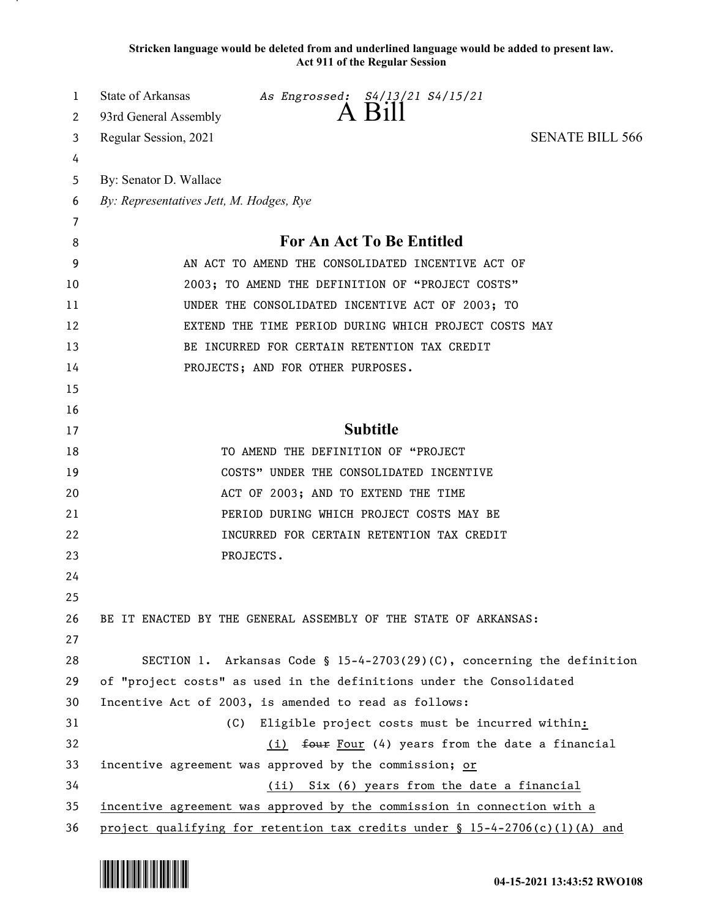**Stricken language would be deleted from and underlined language would be added to present law.**
**Act 911 of the Regular Session**

State of Arkansas *As Engrossed: S4/13/21 S4/15/21*
93rd General Assembly **A Bill**
Regular Session, 2021 SENATE BILL 566

By: Senator D. Wallace
*By: Representatives Jett, M. Hodges, Rye*

## For An Act To Be Entitled

AN ACT TO AMEND THE CONSOLIDATED INCENTIVE ACT OF 2003; TO AMEND THE DEFINITION OF "PROJECT COSTS" UNDER THE CONSOLIDATED INCENTIVE ACT OF 2003; TO EXTEND THE TIME PERIOD DURING WHICH PROJECT COSTS MAY BE INCURRED FOR CERTAIN RETENTION TAX CREDIT PROJECTS; AND FOR OTHER PURPOSES.

## Subtitle

TO AMEND THE DEFINITION OF "PROJECT COSTS" UNDER THE CONSOLIDATED INCENTIVE ACT OF 2003; AND TO EXTEND THE TIME PERIOD DURING WHICH PROJECT COSTS MAY BE INCURRED FOR CERTAIN RETENTION TAX CREDIT PROJECTS.

BE IT ENACTED BY THE GENERAL ASSEMBLY OF THE STATE OF ARKANSAS:

SECTION 1. Arkansas Code § 15-4-2703(29)(C), concerning the definition of "project costs" as used in the definitions under the Consolidated Incentive Act of 2003, is amended to read as follows:

(C) Eligible project costs must be incurred within<u>:</u>

<u>(i)</u> ~~four~~ <u>Four</u> (4) years from the date a financial incentive agreement was approved by the commission; <u>or</u>

<u>(ii) Six (6) years from the date a financial incentive agreement was approved by the commission in connection with a project qualifying for retention tax credits under § 15-4-2706(c)(1)(A) and</u>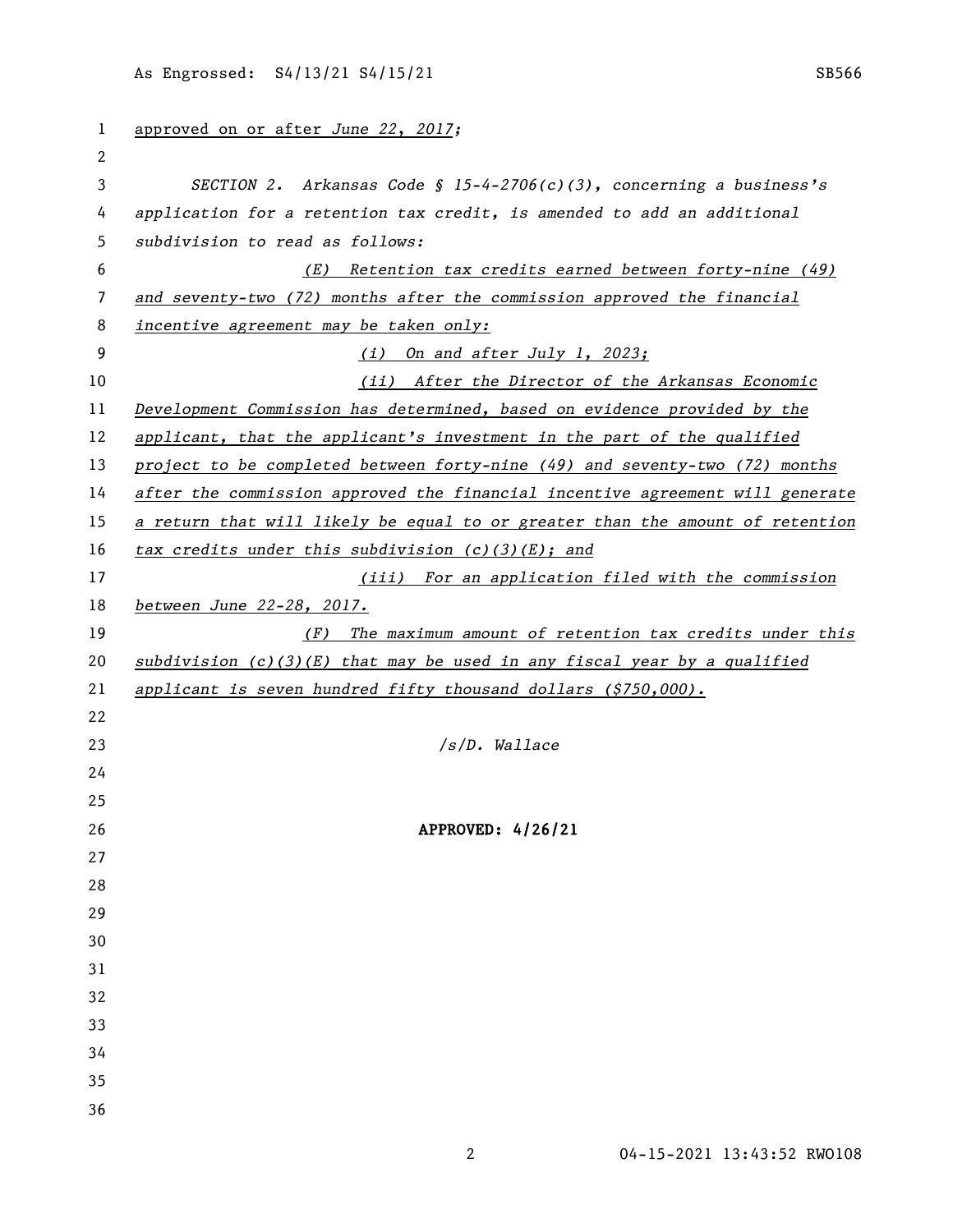approved on or after *June 22, 2017*;

*SECTION 2. Arkansas Code § 15-4-2706(c)(3), concerning a business's application for a retention tax credit, is amended to add an additional subdivision to read as follows:*

*(E) Retention tax credits earned between forty-nine (49) and seventy-two (72) months after the commission approved the financial incentive agreement may be taken only:*

*(i) On and after July 1, 2023;*

*(ii) After the Director of the Arkansas Economic Development Commission has determined, based on evidence provided by the applicant, that the applicant's investment in the part of the qualified project to be completed between forty-nine (49) and seventy-two (72) months after the commission approved the financial incentive agreement will generate a return that will likely be equal to or greater than the amount of retention tax credits under this subdivision (c)(3)(E); and*

*(iii) For an application filed with the commission between June 22-28, 2017.*

*(F) The maximum amount of retention tax credits under this subdivision (c)(3)(E) that may be used in any fiscal year by a qualified applicant is seven hundred fifty thousand dollars ($750,000).*

*/s/D. Wallace*

**APPROVED: 4/26/21**